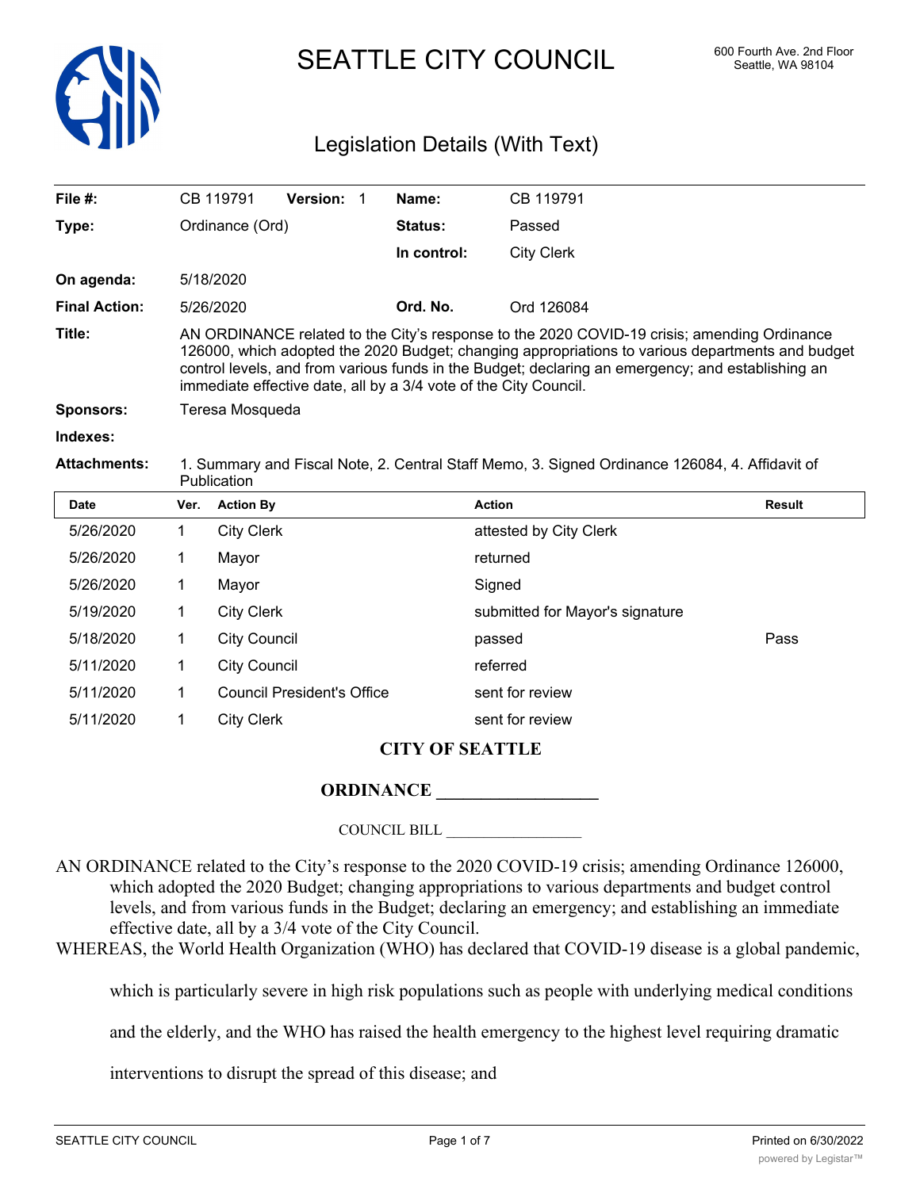# SEATTLE CITY COUNCIL

600 Fourth Ave. 2nd Floor
Seattle, WA 98104

## Legislation Details (With Text)

| | | | |
|---|---|---|---|
| **File #:** | CB 119791 **Version:** 1 | **Name:** | CB 119791 |
| **Type:** | Ordinance (Ord) | **Status:** | Passed |
| | | **In control:** | City Clerk |
| **On agenda:** | 5/18/2020 | | |
| **Final Action:** | 5/26/2020 | **Ord. No.** | Ord 126084 |

**Title:** AN ORDINANCE related to the City's response to the 2020 COVID-19 crisis; amending Ordinance 126000, which adopted the 2020 Budget; changing appropriations to various departments and budget control levels, and from various funds in the Budget; declaring an emergency; and establishing an immediate effective date, all by a 3/4 vote of the City Council.

**Sponsors:** Teresa Mosqueda

**Indexes:**

**Attachments:** 1. Summary and Fiscal Note, 2. Central Staff Memo, 3. Signed Ordinance 126084, 4. Affidavit of Publication

| Date | Ver. | Action By | Action | Result |
|---|---|---|---|---|
| 5/26/2020 | 1 | City Clerk | attested by City Clerk | |
| 5/26/2020 | 1 | Mayor | returned | |
| 5/26/2020 | 1 | Mayor | Signed | |
| 5/19/2020 | 1 | City Clerk | submitted for Mayor's signature | |
| 5/18/2020 | 1 | City Council | passed | Pass |
| 5/11/2020 | 1 | City Council | referred | |
| 5/11/2020 | 1 | Council President's Office | sent for review | |
| 5/11/2020 | 1 | City Clerk | sent for review | |

**CITY OF SEATTLE**

**ORDINANCE \_\_\_\_\_\_\_\_\_\_\_\_\_\_\_\_\_\_**

COUNCIL BILL \_\_\_\_\_\_\_\_\_\_\_\_\_\_\_\_\_\_

AN ORDINANCE related to the City's response to the 2020 COVID-19 crisis; amending Ordinance 126000, which adopted the 2020 Budget; changing appropriations to various departments and budget control levels, and from various funds in the Budget; declaring an emergency; and establishing an immediate effective date, all by a 3/4 vote of the City Council.

WHEREAS, the World Health Organization (WHO) has declared that COVID-19 disease is a global pandemic, which is particularly severe in high risk populations such as people with underlying medical conditions and the elderly, and the WHO has raised the health emergency to the highest level requiring dramatic interventions to disrupt the spread of this disease; and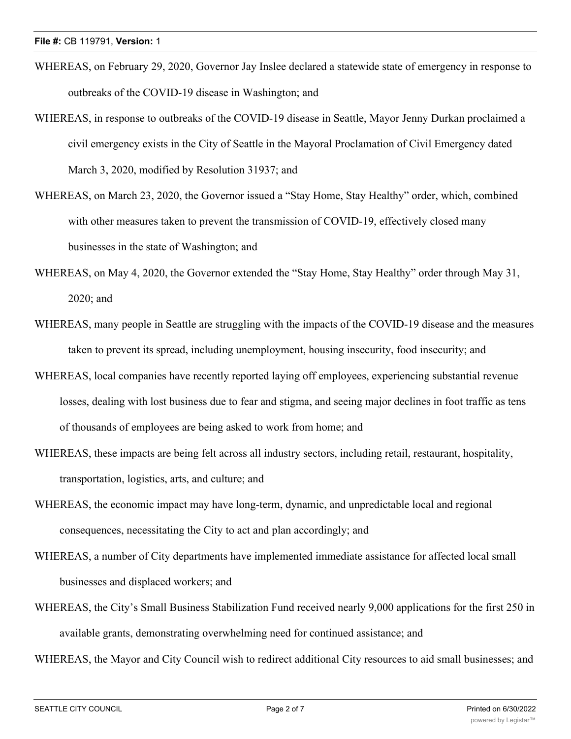WHEREAS, on February 29, 2020, Governor Jay Inslee declared a statewide state of emergency in response to outbreaks of the COVID-19 disease in Washington; and

WHEREAS, in response to outbreaks of the COVID-19 disease in Seattle, Mayor Jenny Durkan proclaimed a civil emergency exists in the City of Seattle in the Mayoral Proclamation of Civil Emergency dated March 3, 2020, modified by Resolution 31937; and

WHEREAS, on March 23, 2020, the Governor issued a "Stay Home, Stay Healthy" order, which, combined with other measures taken to prevent the transmission of COVID-19, effectively closed many businesses in the state of Washington; and

WHEREAS, on May 4, 2020, the Governor extended the "Stay Home, Stay Healthy" order through May 31, 2020; and

WHEREAS, many people in Seattle are struggling with the impacts of the COVID-19 disease and the measures taken to prevent its spread, including unemployment, housing insecurity, food insecurity; and

WHEREAS, local companies have recently reported laying off employees, experiencing substantial revenue losses, dealing with lost business due to fear and stigma, and seeing major declines in foot traffic as tens of thousands of employees are being asked to work from home; and

WHEREAS, these impacts are being felt across all industry sectors, including retail, restaurant, hospitality, transportation, logistics, arts, and culture; and

WHEREAS, the economic impact may have long-term, dynamic, and unpredictable local and regional consequences, necessitating the City to act and plan accordingly; and

WHEREAS, a number of City departments have implemented immediate assistance for affected local small businesses and displaced workers; and

WHEREAS, the City's Small Business Stabilization Fund received nearly 9,000 applications for the first 250 in available grants, demonstrating overwhelming need for continued assistance; and

WHEREAS, the Mayor and City Council wish to redirect additional City resources to aid small businesses; and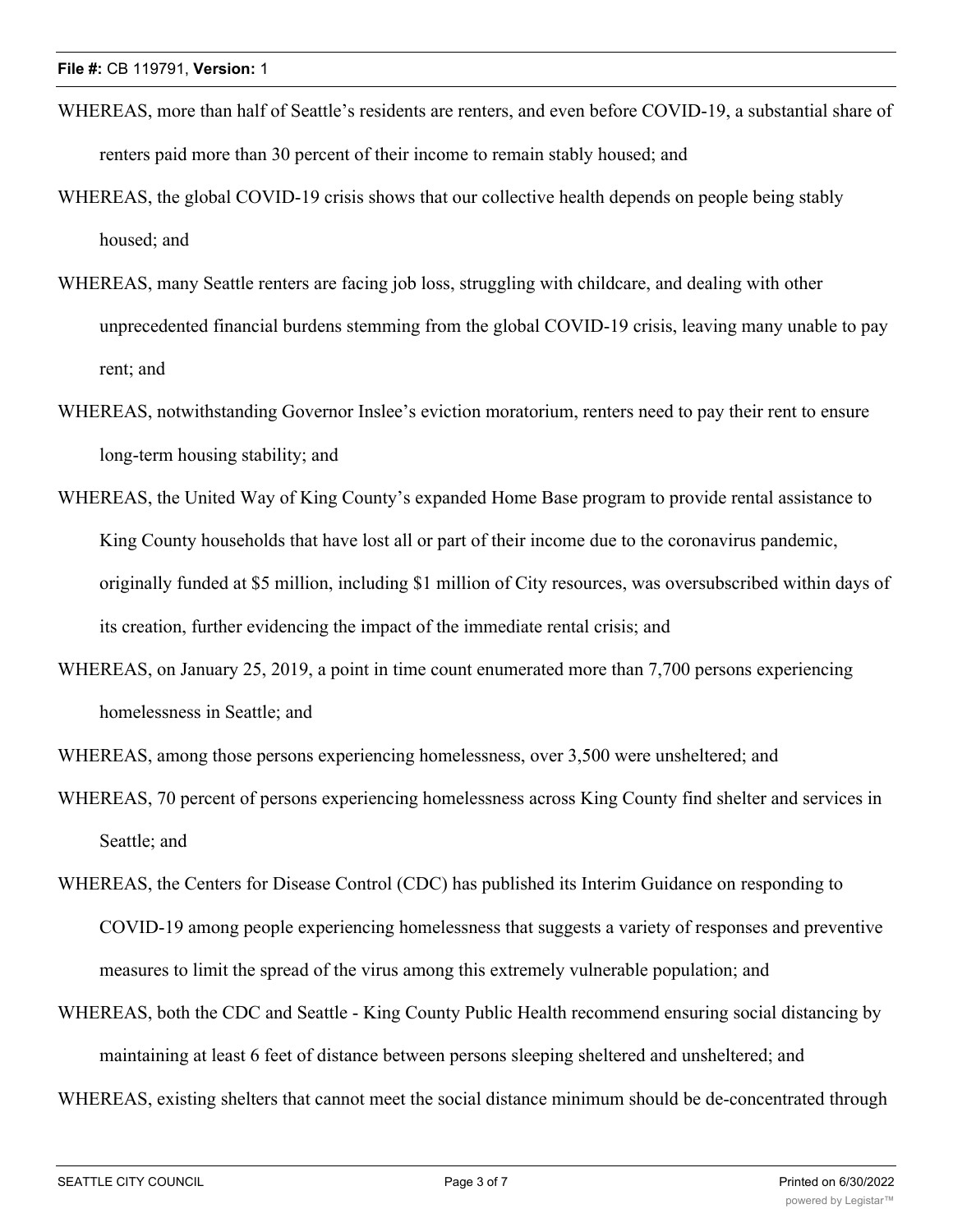WHEREAS, more than half of Seattle's residents are renters, and even before COVID-19, a substantial share of renters paid more than 30 percent of their income to remain stably housed; and

WHEREAS, the global COVID-19 crisis shows that our collective health depends on people being stably housed; and

WHEREAS, many Seattle renters are facing job loss, struggling with childcare, and dealing with other unprecedented financial burdens stemming from the global COVID-19 crisis, leaving many unable to pay rent; and

WHEREAS, notwithstanding Governor Inslee's eviction moratorium, renters need to pay their rent to ensure long-term housing stability; and

WHEREAS, the United Way of King County's expanded Home Base program to provide rental assistance to King County households that have lost all or part of their income due to the coronavirus pandemic, originally funded at $5 million, including $1 million of City resources, was oversubscribed within days of its creation, further evidencing the impact of the immediate rental crisis; and

WHEREAS, on January 25, 2019, a point in time count enumerated more than 7,700 persons experiencing homelessness in Seattle; and

WHEREAS, among those persons experiencing homelessness, over 3,500 were unsheltered; and

WHEREAS, 70 percent of persons experiencing homelessness across King County find shelter and services in Seattle; and

WHEREAS, the Centers for Disease Control (CDC) has published its Interim Guidance on responding to COVID-19 among people experiencing homelessness that suggests a variety of responses and preventive measures to limit the spread of the virus among this extremely vulnerable population; and

WHEREAS, both the CDC and Seattle - King County Public Health recommend ensuring social distancing by maintaining at least 6 feet of distance between persons sleeping sheltered and unsheltered; and

WHEREAS, existing shelters that cannot meet the social distance minimum should be de-concentrated through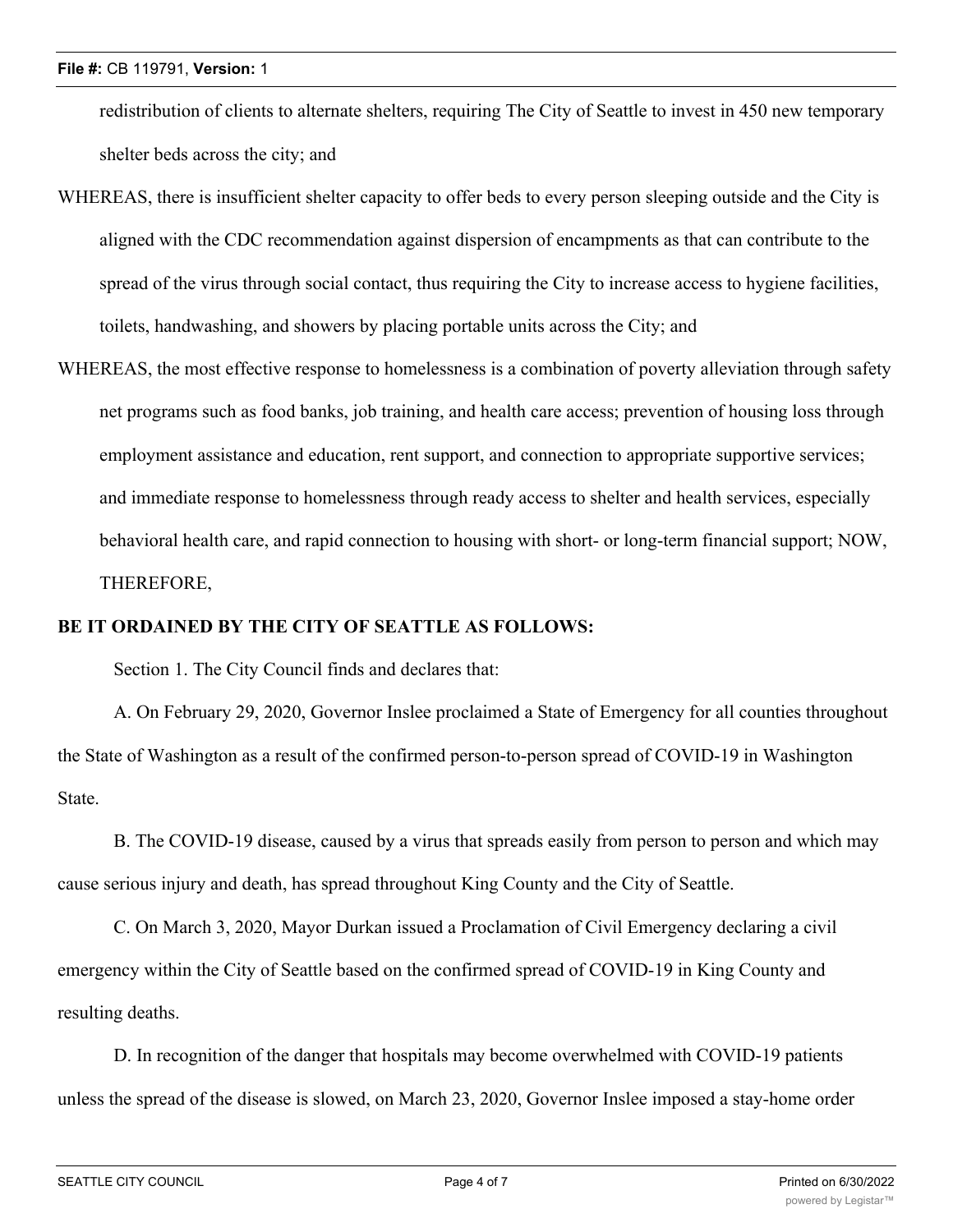redistribution of clients to alternate shelters, requiring The City of Seattle to invest in 450 new temporary shelter beds across the city; and

WHEREAS, there is insufficient shelter capacity to offer beds to every person sleeping outside and the City is aligned with the CDC recommendation against dispersion of encampments as that can contribute to the spread of the virus through social contact, thus requiring the City to increase access to hygiene facilities, toilets, handwashing, and showers by placing portable units across the City; and

WHEREAS, the most effective response to homelessness is a combination of poverty alleviation through safety net programs such as food banks, job training, and health care access; prevention of housing loss through employment assistance and education, rent support, and connection to appropriate supportive services; and immediate response to homelessness through ready access to shelter and health services, especially behavioral health care, and rapid connection to housing with short- or long-term financial support; NOW, THEREFORE,

**BE IT ORDAINED BY THE CITY OF SEATTLE AS FOLLOWS:**

Section 1. The City Council finds and declares that:

A. On February 29, 2020, Governor Inslee proclaimed a State of Emergency for all counties throughout the State of Washington as a result of the confirmed person-to-person spread of COVID-19 in Washington State.

B. The COVID-19 disease, caused by a virus that spreads easily from person to person and which may cause serious injury and death, has spread throughout King County and the City of Seattle.

C. On March 3, 2020, Mayor Durkan issued a Proclamation of Civil Emergency declaring a civil emergency within the City of Seattle based on the confirmed spread of COVID-19 in King County and resulting deaths.

D. In recognition of the danger that hospitals may become overwhelmed with COVID-19 patients unless the spread of the disease is slowed, on March 23, 2020, Governor Inslee imposed a stay-home order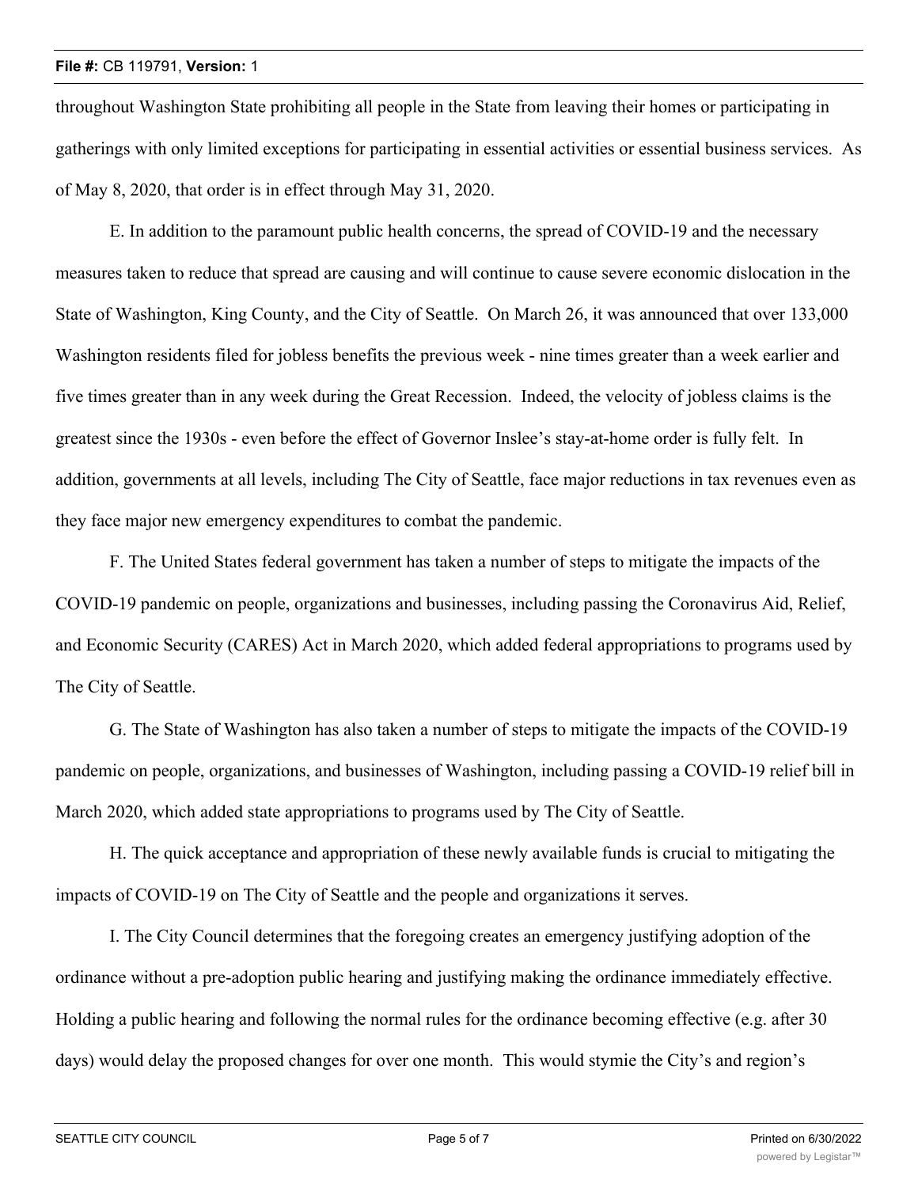throughout Washington State prohibiting all people in the State from leaving their homes or participating in gatherings with only limited exceptions for participating in essential activities or essential business services. As of May 8, 2020, that order is in effect through May 31, 2020.

E. In addition to the paramount public health concerns, the spread of COVID-19 and the necessary measures taken to reduce that spread are causing and will continue to cause severe economic dislocation in the State of Washington, King County, and the City of Seattle. On March 26, it was announced that over 133,000 Washington residents filed for jobless benefits the previous week - nine times greater than a week earlier and five times greater than in any week during the Great Recession. Indeed, the velocity of jobless claims is the greatest since the 1930s - even before the effect of Governor Inslee's stay-at-home order is fully felt. In addition, governments at all levels, including The City of Seattle, face major reductions in tax revenues even as they face major new emergency expenditures to combat the pandemic.

F. The United States federal government has taken a number of steps to mitigate the impacts of the COVID-19 pandemic on people, organizations and businesses, including passing the Coronavirus Aid, Relief, and Economic Security (CARES) Act in March 2020, which added federal appropriations to programs used by The City of Seattle.

G. The State of Washington has also taken a number of steps to mitigate the impacts of the COVID-19 pandemic on people, organizations, and businesses of Washington, including passing a COVID-19 relief bill in March 2020, which added state appropriations to programs used by The City of Seattle.

H. The quick acceptance and appropriation of these newly available funds is crucial to mitigating the impacts of COVID-19 on The City of Seattle and the people and organizations it serves.

I. The City Council determines that the foregoing creates an emergency justifying adoption of the ordinance without a pre-adoption public hearing and justifying making the ordinance immediately effective. Holding a public hearing and following the normal rules for the ordinance becoming effective (e.g. after 30 days) would delay the proposed changes for over one month. This would stymie the City's and region's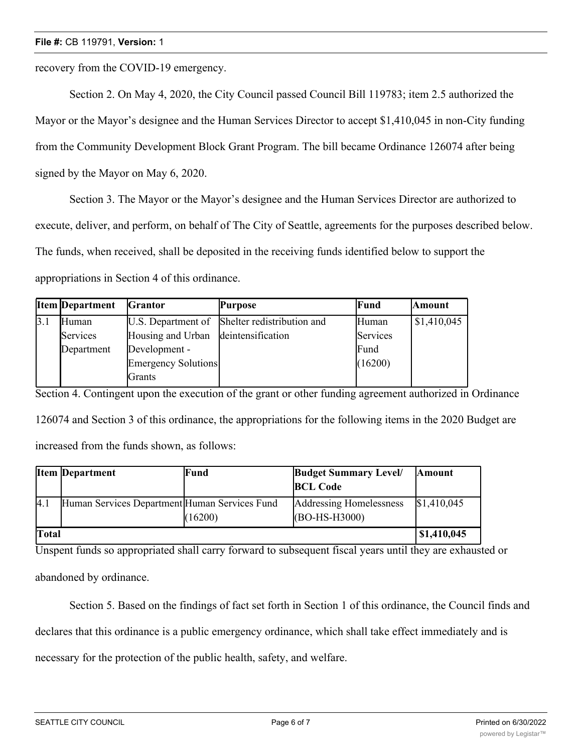recovery from the COVID-19 emergency.

Section 2. On May 4, 2020, the City Council passed Council Bill 119783; item 2.5 authorized the Mayor or the Mayor's designee and the Human Services Director to accept $1,410,045 in non-City funding from the Community Development Block Grant Program. The bill became Ordinance 126074 after being signed by the Mayor on May 6, 2020.

Section 3. The Mayor or the Mayor's designee and the Human Services Director are authorized to execute, deliver, and perform, on behalf of The City of Seattle, agreements for the purposes described below. The funds, when received, shall be deposited in the receiving funds identified below to support the appropriations in Section 4 of this ordinance.

| Item | Department | Grantor | Purpose | Fund | Amount |
| --- | --- | --- | --- | --- | --- |
| 3.1 | Human Services Department | U.S. Department of Housing and Urban Development - Emergency Solutions Grants | Shelter redistribution and deintensification | Human Services Fund (16200) | $1,410,045 |

Section 4. Contingent upon the execution of the grant or other funding agreement authorized in Ordinance 126074 and Section 3 of this ordinance, the appropriations for the following items in the 2020 Budget are increased from the funds shown, as follows:

| Item | Department | Fund | Budget Summary Level/ BCL Code | Amount |
| --- | --- | --- | --- | --- |
| 4.1 | Human Services Department | Human Services Fund (16200) | Addressing Homelessness (BO-HS-H3000) | $1,410,045 |
| **Total** | | | | **$1,410,045** |

Unspent funds so appropriated shall carry forward to subsequent fiscal years until they are exhausted or abandoned by ordinance.

Section 5. Based on the findings of fact set forth in Section 1 of this ordinance, the Council finds and declares that this ordinance is a public emergency ordinance, which shall take effect immediately and is necessary for the protection of the public health, safety, and welfare.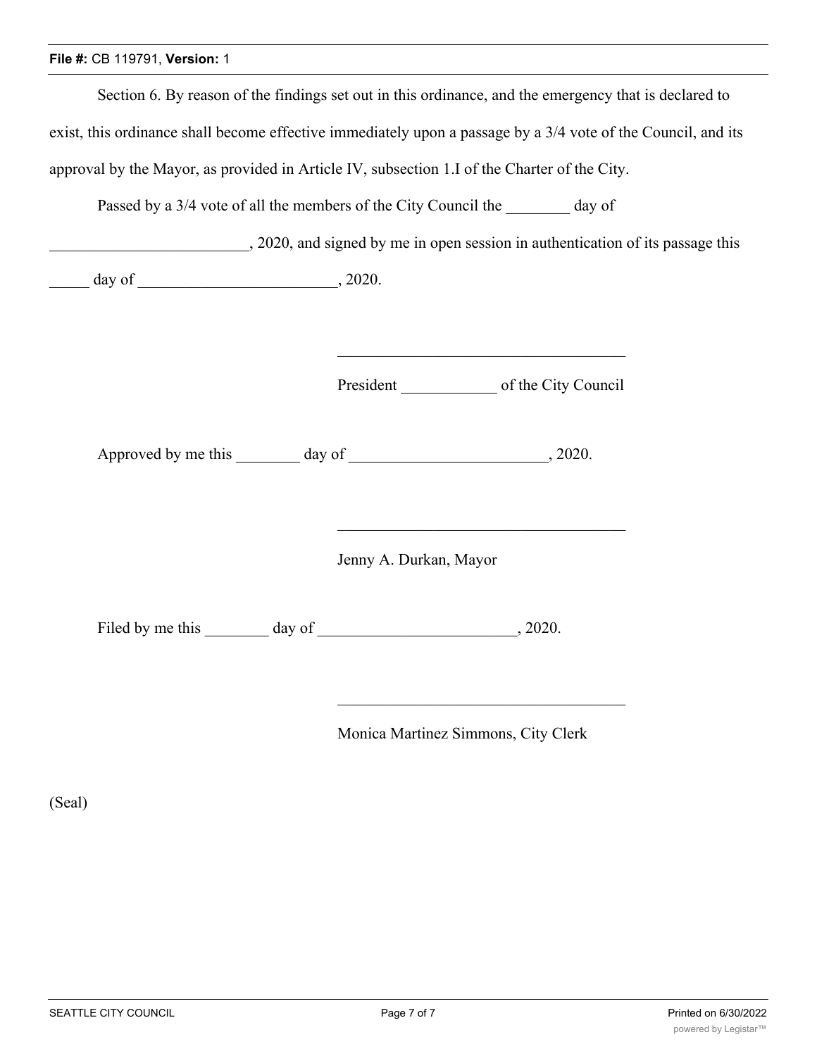Section 6. By reason of the findings set out in this ordinance, and the emergency that is declared to exist, this ordinance shall become effective immediately upon a passage by a 3/4 vote of the Council, and its approval by the Mayor, as provided in Article IV, subsection 1.I of the Charter of the City.

Passed by a 3/4 vote of all the members of the City Council the ________ day of _________________________, 2020, and signed by me in open session in authentication of its passage this _____ day of _________________________, 2020.

____________________________________

President ____________ of the City Council

Approved by me this ________ day of _________________________, 2020.

____________________________________

Jenny A. Durkan, Mayor

Filed by me this ________ day of _________________________, 2020.

____________________________________

Monica Martinez Simmons, City Clerk

(Seal)